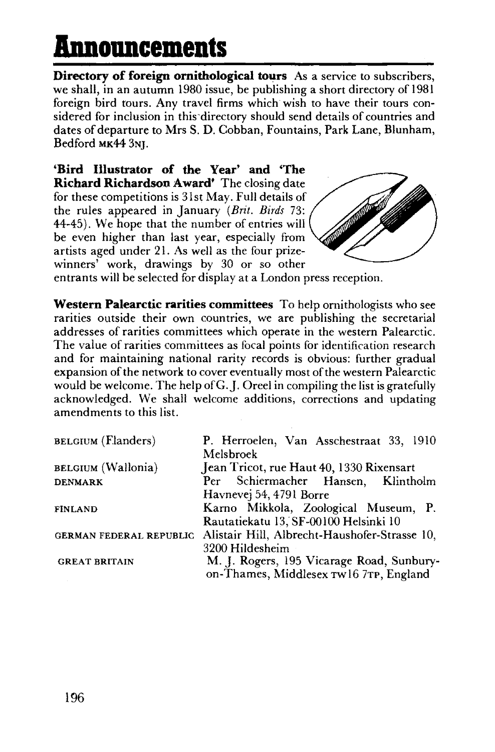# Announcements

**Directory of foreign ornithological tours** As a service to subscribers, we shall, in an autumn 1980 issue, be publishing a short directory of 1981 foreign bird tours. Any travel firms which wish to have their tours considered for inclusion in this directory should send details of countries and dates of departure to Mrs S. D. Cobban, Fountains, Park Lane, Blunham, Bedford MK44 3NJ.

**'Bird Illustrator of the Year' and 'The Richard Richardson Award'** The closing date for these competitions is 31st May. Full details of the rules appeared in January (*Brit. Birds* 73: 44-45). We hope that the number of entries will be even higher than last year, especially from artists aged under 21. As well as the four prize-winners' work, drawings by 30 or so other entrants will be selected for display at a London press reception.

**Western Palearctic rarities committees** To help ornithologists who see rarities outside their own countries, we are publishing the secretarial addresses of rarities committees which operate in the western Palearctic. The value of rarities committees as focal points for identification research and for maintaining national rarity records is obvious: further gradual expansion of the network to cover eventually most of the western Palearctic would be welcome. The help of G. J. Oreel in compiling the list is gratefully acknowledged. We shall welcome additions, corrections and updating amendments to this list.

| | |
|---|---|
| BELGIUM (Flanders) | P. Herroelen, Van Asschestraat 33, 1910 Melsbroek |
| BELGIUM (Wallonia) | Jean Tricot, rue Haut 40, 1330 Rixensart |
| DENMARK | Per Schiermacher Hansen, Klintholm Havnevej 54, 4791 Borre |
| FINLAND | Karno Mikkola, Zoological Museum, P. Rautatiekatu 13, SF-00100 Helsinki 10 |
| GERMAN FEDERAL REPUBLIC | Alistair Hill, Albrecht-Haushofer-Strasse 10, 3200 Hildesheim |
| GREAT BRITAIN | M. J. Rogers, 195 Vicarage Road, Sunbury-on-Thames, Middlesex TW16 7TP, England |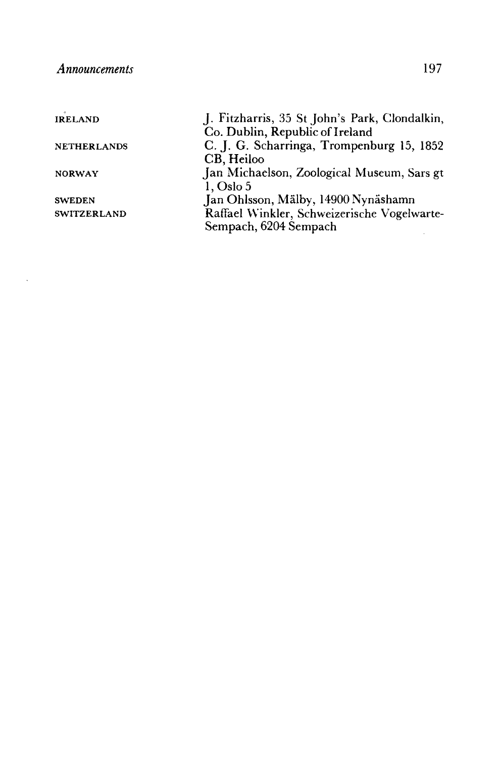| | |
|---|---|
| IRELAND | J. Fitzharris, 35 St John's Park, Clondalkin, Co. Dublin, Republic of Ireland |
| NETHERLANDS | C. J. G. Scharringa, Trompenburg 15, 1852 CB, Heiloo |
| NORWAY | Jan Michaelson, Zoological Museum, Sars gt 1, Oslo 5 |
| SWEDEN | Jan Ohlsson, Mälby, 14900 Nynäshamn |
| SWITZERLAND | Raffael Winkler, Schweizerische Vogelwarte-Sempach, 6204 Sempach |